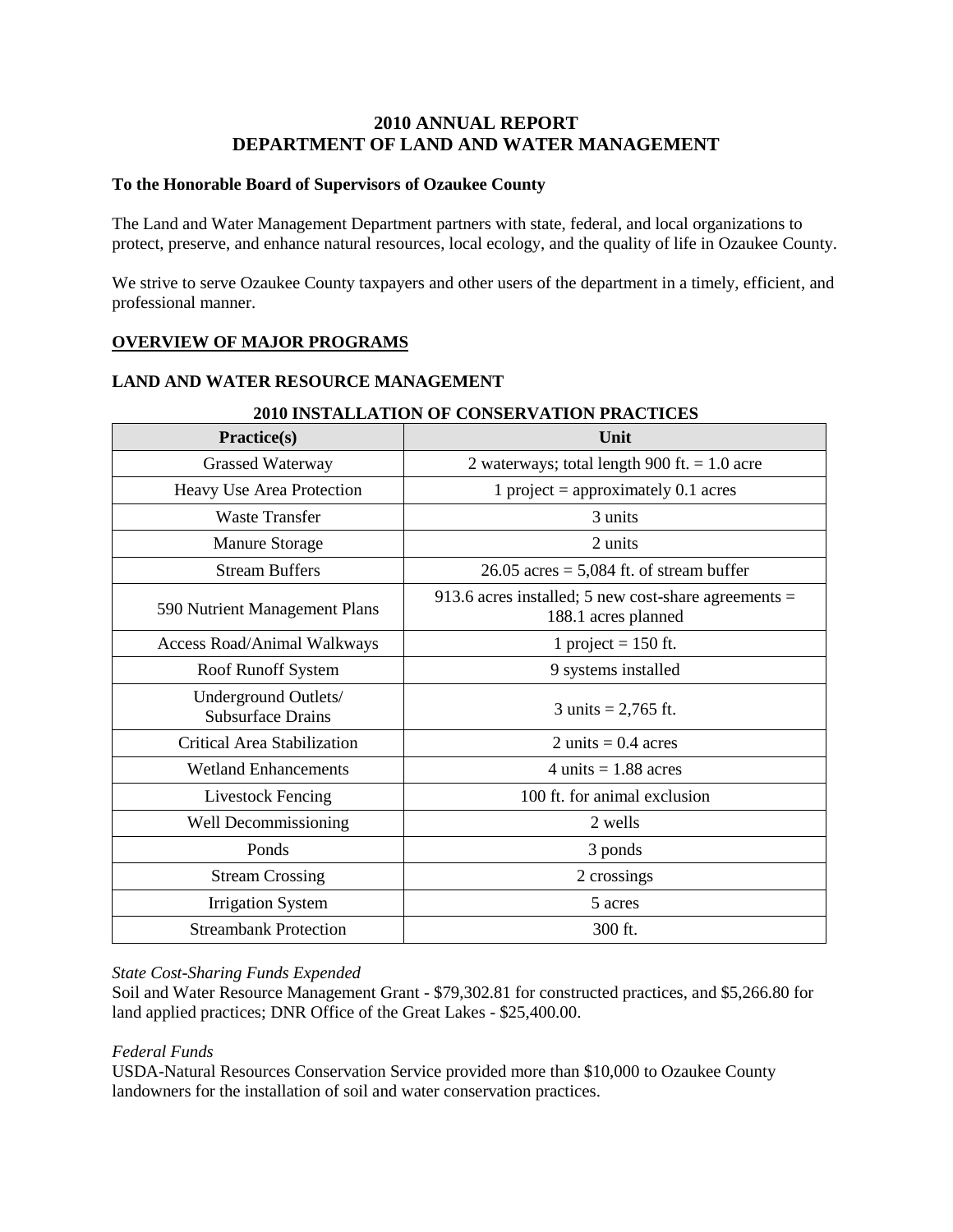# 2010 ANNUAL REPORT
# DEPARTMENT OF LAND AND WATER MANAGEMENT

**To the Honorable Board of Supervisors of Ozaukee County**

The Land and Water Management Department partners with state, federal, and local organizations to protect, preserve, and enhance natural resources, local ecology, and the quality of life in Ozaukee County.

We strive to serve Ozaukee County taxpayers and other users of the department in a timely, efficient, and professional manner.

## OVERVIEW OF MAJOR PROGRAMS

### LAND AND WATER RESOURCE MANAGEMENT

**2010 INSTALLATION OF CONSERVATION PRACTICES**

| Practice(s) | Unit |
|---|---|
| Grassed Waterway | 2 waterways; total length 900 ft. = 1.0 acre |
| Heavy Use Area Protection | 1 project = approximately 0.1 acres |
| Waste Transfer | 3 units |
| Manure Storage | 2 units |
| Stream Buffers | 26.05 acres = 5,084 ft. of stream buffer |
| 590 Nutrient Management Plans | 913.6 acres installed; 5 new cost-share agreements = 188.1 acres planned |
| Access Road/Animal Walkways | 1 project = 150 ft. |
| Roof Runoff System | 9 systems installed |
| Underground Outlets/ Subsurface Drains | 3 units = 2,765 ft. |
| Critical Area Stabilization | 2 units = 0.4 acres |
| Wetland Enhancements | 4 units = 1.88 acres |
| Livestock Fencing | 100 ft. for animal exclusion |
| Well Decommissioning | 2 wells |
| Ponds | 3 ponds |
| Stream Crossing | 2 crossings |
| Irrigation System | 5 acres |
| Streambank Protection | 300 ft. |

*State Cost-Sharing Funds Expended*

Soil and Water Resource Management Grant - $79,302.81 for constructed practices, and $5,266.80 for land applied practices; DNR Office of the Great Lakes - $25,400.00.

*Federal Funds*

USDA-Natural Resources Conservation Service provided more than $10,000 to Ozaukee County landowners for the installation of soil and water conservation practices.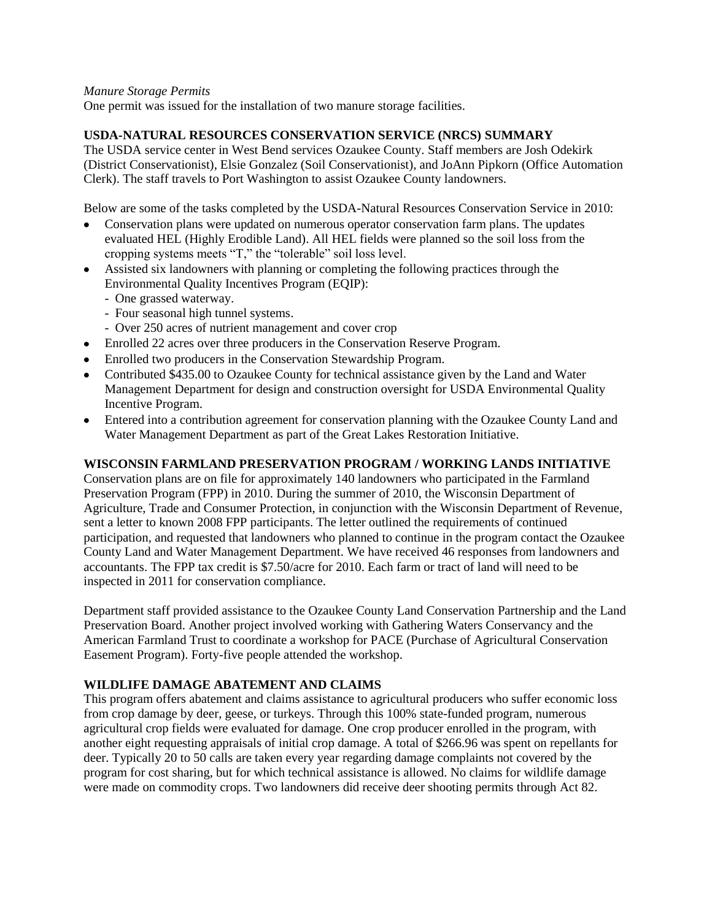*Manure Storage Permits*

One permit was issued for the installation of two manure storage facilities.

## USDA-NATURAL RESOURCES CONSERVATION SERVICE (NRCS) SUMMARY

The USDA service center in West Bend services Ozaukee County. Staff members are Josh Odekirk (District Conservationist), Elsie Gonzalez (Soil Conservationist), and JoAnn Pipkorn (Office Automation Clerk). The staff travels to Port Washington to assist Ozaukee County landowners.

Below are some of the tasks completed by the USDA-Natural Resources Conservation Service in 2010:

- Conservation plans were updated on numerous operator conservation farm plans. The updates evaluated HEL (Highly Erodible Land). All HEL fields were planned so the soil loss from the cropping systems meets "T," the "tolerable" soil loss level.
- Assisted six landowners with planning or completing the following practices through the Environmental Quality Incentives Program (EQIP):
  - One grassed waterway.
  - Four seasonal high tunnel systems.
  - Over 250 acres of nutrient management and cover crop
- Enrolled 22 acres over three producers in the Conservation Reserve Program.
- Enrolled two producers in the Conservation Stewardship Program.
- Contributed $435.00 to Ozaukee County for technical assistance given by the Land and Water Management Department for design and construction oversight for USDA Environmental Quality Incentive Program.
- Entered into a contribution agreement for conservation planning with the Ozaukee County Land and Water Management Department as part of the Great Lakes Restoration Initiative.

## WISCONSIN FARMLAND PRESERVATION PROGRAM / WORKING LANDS INITIATIVE

Conservation plans are on file for approximately 140 landowners who participated in the Farmland Preservation Program (FPP) in 2010. During the summer of 2010, the Wisconsin Department of Agriculture, Trade and Consumer Protection, in conjunction with the Wisconsin Department of Revenue, sent a letter to known 2008 FPP participants. The letter outlined the requirements of continued participation, and requested that landowners who planned to continue in the program contact the Ozaukee County Land and Water Management Department. We have received 46 responses from landowners and accountants. The FPP tax credit is $7.50/acre for 2010. Each farm or tract of land will need to be inspected in 2011 for conservation compliance.

Department staff provided assistance to the Ozaukee County Land Conservation Partnership and the Land Preservation Board. Another project involved working with Gathering Waters Conservancy and the American Farmland Trust to coordinate a workshop for PACE (Purchase of Agricultural Conservation Easement Program). Forty-five people attended the workshop.

## WILDLIFE DAMAGE ABATEMENT AND CLAIMS

This program offers abatement and claims assistance to agricultural producers who suffer economic loss from crop damage by deer, geese, or turkeys. Through this 100% state-funded program, numerous agricultural crop fields were evaluated for damage. One crop producer enrolled in the program, with another eight requesting appraisals of initial crop damage. A total of $266.96 was spent on repellants for deer. Typically 20 to 50 calls are taken every year regarding damage complaints not covered by the program for cost sharing, but for which technical assistance is allowed. No claims for wildlife damage were made on commodity crops. Two landowners did receive deer shooting permits through Act 82.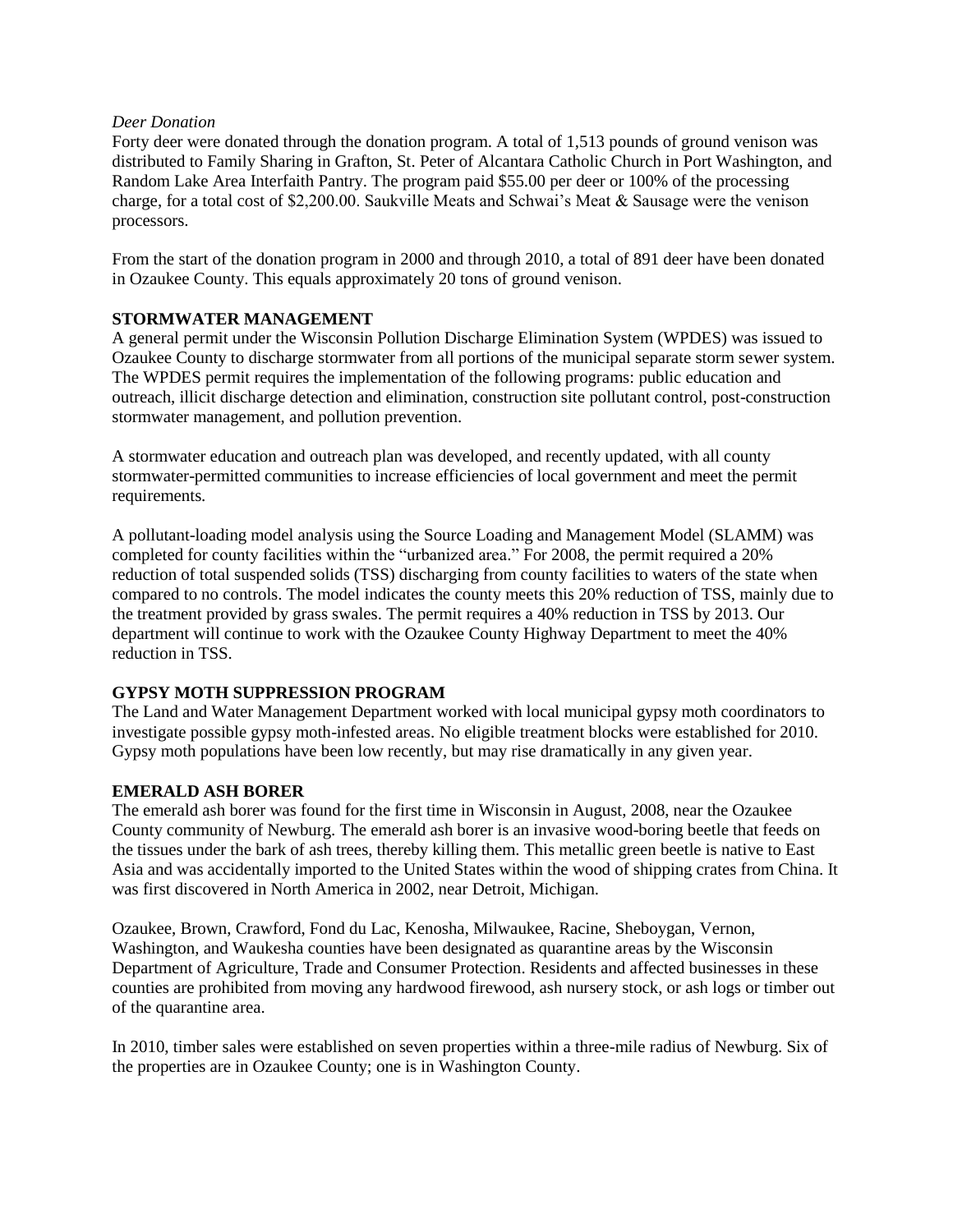*Deer Donation*

Forty deer were donated through the donation program. A total of 1,513 pounds of ground venison was distributed to Family Sharing in Grafton, St. Peter of Alcantara Catholic Church in Port Washington, and Random Lake Area Interfaith Pantry. The program paid $55.00 per deer or 100% of the processing charge, for a total cost of $2,200.00. Saukville Meats and Schwai's Meat & Sausage were the venison processors.

From the start of the donation program in 2000 and through 2010, a total of 891 deer have been donated in Ozaukee County. This equals approximately 20 tons of ground venison.

## STORMWATER MANAGEMENT

A general permit under the Wisconsin Pollution Discharge Elimination System (WPDES) was issued to Ozaukee County to discharge stormwater from all portions of the municipal separate storm sewer system. The WPDES permit requires the implementation of the following programs: public education and outreach, illicit discharge detection and elimination, construction site pollutant control, post-construction stormwater management, and pollution prevention.

A stormwater education and outreach plan was developed, and recently updated, with all county stormwater-permitted communities to increase efficiencies of local government and meet the permit requirements.

A pollutant-loading model analysis using the Source Loading and Management Model (SLAMM) was completed for county facilities within the "urbanized area." For 2008, the permit required a 20% reduction of total suspended solids (TSS) discharging from county facilities to waters of the state when compared to no controls. The model indicates the county meets this 20% reduction of TSS, mainly due to the treatment provided by grass swales. The permit requires a 40% reduction in TSS by 2013. Our department will continue to work with the Ozaukee County Highway Department to meet the 40% reduction in TSS.

## GYPSY MOTH SUPPRESSION PROGRAM

The Land and Water Management Department worked with local municipal gypsy moth coordinators to investigate possible gypsy moth-infested areas. No eligible treatment blocks were established for 2010. Gypsy moth populations have been low recently, but may rise dramatically in any given year.

## EMERALD ASH BORER

The emerald ash borer was found for the first time in Wisconsin in August, 2008, near the Ozaukee County community of Newburg. The emerald ash borer is an invasive wood-boring beetle that feeds on the tissues under the bark of ash trees, thereby killing them. This metallic green beetle is native to East Asia and was accidentally imported to the United States within the wood of shipping crates from China. It was first discovered in North America in 2002, near Detroit, Michigan.

Ozaukee, Brown, Crawford, Fond du Lac, Kenosha, Milwaukee, Racine, Sheboygan, Vernon, Washington, and Waukesha counties have been designated as quarantine areas by the Wisconsin Department of Agriculture, Trade and Consumer Protection. Residents and affected businesses in these counties are prohibited from moving any hardwood firewood, ash nursery stock, or ash logs or timber out of the quarantine area.

In 2010, timber sales were established on seven properties within a three-mile radius of Newburg. Six of the properties are in Ozaukee County; one is in Washington County.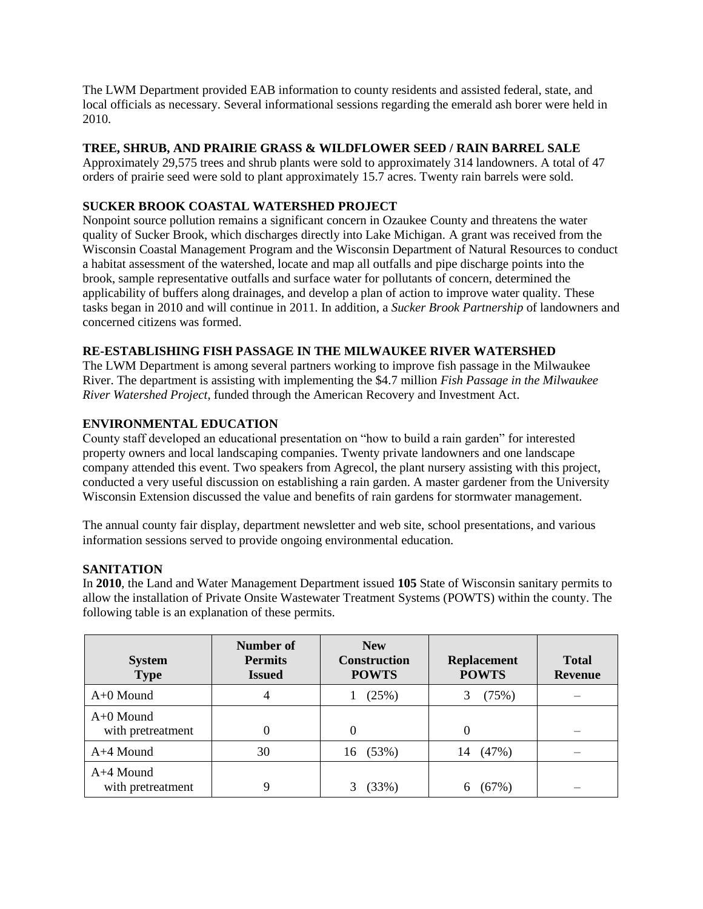The LWM Department provided EAB information to county residents and assisted federal, state, and local officials as necessary. Several informational sessions regarding the emerald ash borer were held in 2010.

### TREE, SHRUB, AND PRAIRIE GRASS & WILDFLOWER SEED / RAIN BARREL SALE

Approximately 29,575 trees and shrub plants were sold to approximately 314 landowners. A total of 47 orders of prairie seed were sold to plant approximately 15.7 acres. Twenty rain barrels were sold.

### SUCKER BROOK COASTAL WATERSHED PROJECT

Nonpoint source pollution remains a significant concern in Ozaukee County and threatens the water quality of Sucker Brook, which discharges directly into Lake Michigan. A grant was received from the Wisconsin Coastal Management Program and the Wisconsin Department of Natural Resources to conduct a habitat assessment of the watershed, locate and map all outfalls and pipe discharge points into the brook, sample representative outfalls and surface water for pollutants of concern, determined the applicability of buffers along drainages, and develop a plan of action to improve water quality. These tasks began in 2010 and will continue in 2011. In addition, a *Sucker Brook Partnership* of landowners and concerned citizens was formed.

### RE-ESTABLISHING FISH PASSAGE IN THE MILWAUKEE RIVER WATERSHED

The LWM Department is among several partners working to improve fish passage in the Milwaukee River. The department is assisting with implementing the $4.7 million *Fish Passage in the Milwaukee River Watershed Project,* funded through the American Recovery and Investment Act.

### ENVIRONMENTAL EDUCATION

County staff developed an educational presentation on "how to build a rain garden" for interested property owners and local landscaping companies. Twenty private landowners and one landscape company attended this event. Two speakers from Agrecol, the plant nursery assisting with this project, conducted a very useful discussion on establishing a rain garden. A master gardener from the University Wisconsin Extension discussed the value and benefits of rain gardens for stormwater management.

The annual county fair display, department newsletter and web site, school presentations, and various information sessions served to provide ongoing environmental education.

### SANITATION

In **2010**, the Land and Water Management Department issued **105** State of Wisconsin sanitary permits to allow the installation of Private Onsite Wastewater Treatment Systems (POWTS) within the county. The following table is an explanation of these permits.

| System Type | Number of Permits Issued | New Construction POWTS | Replacement POWTS | Total Revenue |
|---|---|---|---|---|
| A+0 Mound | 4 | 1 (25%) | 3 (75%) | – |
| A+0 Mound with pretreatment | 0 | 0 | 0 | – |
| A+4 Mound | 30 | 16 (53%) | 14 (47%) | – |
| A+4 Mound with pretreatment | 9 | 3 (33%) | 6 (67%) | – |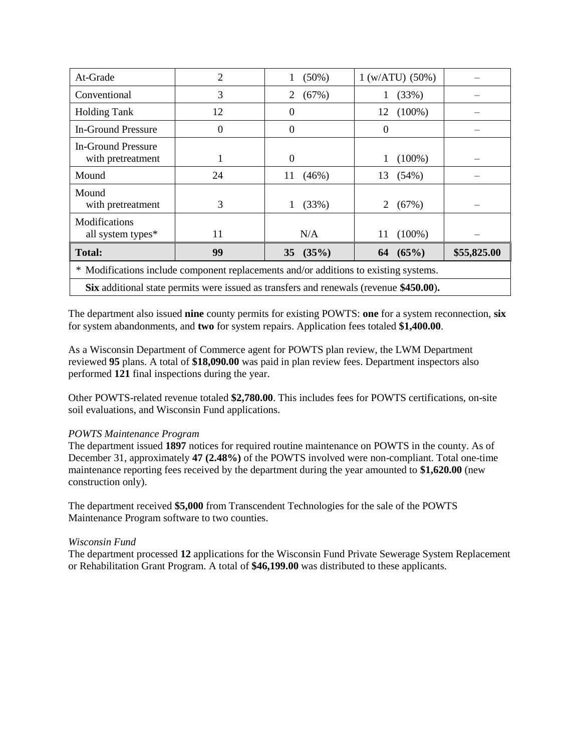| At-Grade | 2 | 1 (50%) | 1 (w/ATU) (50%) | – |
|---|---|---|---|---|
| Conventional | 3 | 2 (67%) | 1 (33%) | – |
| Holding Tank | 12 | 0 | 12 (100%) | – |
| In-Ground Pressure | 0 | 0 | 0 | – |
| In-Ground Pressure with pretreatment | 1 | 0 | 1 (100%) | – |
| Mound | 24 | 11 (46%) | 13 (54%) | – |
| Mound with pretreatment | 3 | 1 (33%) | 2 (67%) | – |
| Modifications all system types* | 11 | N/A | 11 (100%) | – |
| **Total:** | **99** | **35 (35%)** | **64 (65%)** | **$55,825.00** |
| * Modifications include component replacements and/or additions to existing systems. | | | | |
| **Six** additional state permits were issued as transfers and renewals (revenue **$450.00**). | | | | |

The department also issued **nine** county permits for existing POWTS: **one** for a system reconnection, **six** for system abandonments, and **two** for system repairs. Application fees totaled **$1,400.00**.

As a Wisconsin Department of Commerce agent for POWTS plan review, the LWM Department reviewed **95** plans. A total of **$18,090.00** was paid in plan review fees. Department inspectors also performed **121** final inspections during the year.

Other POWTS-related revenue totaled **$2,780.00**. This includes fees for POWTS certifications, on-site soil evaluations, and Wisconsin Fund applications.

*POWTS Maintenance Program*

The department issued **1897** notices for required routine maintenance on POWTS in the county. As of December 31, approximately **47 (2.48%)** of the POWTS involved were non-compliant. Total one-time maintenance reporting fees received by the department during the year amounted to **$1,620.00** (new construction only).

The department received **$5,000** from Transcendent Technologies for the sale of the POWTS Maintenance Program software to two counties.

*Wisconsin Fund*

The department processed **12** applications for the Wisconsin Fund Private Sewerage System Replacement or Rehabilitation Grant Program. A total of **$46,199.00** was distributed to these applicants.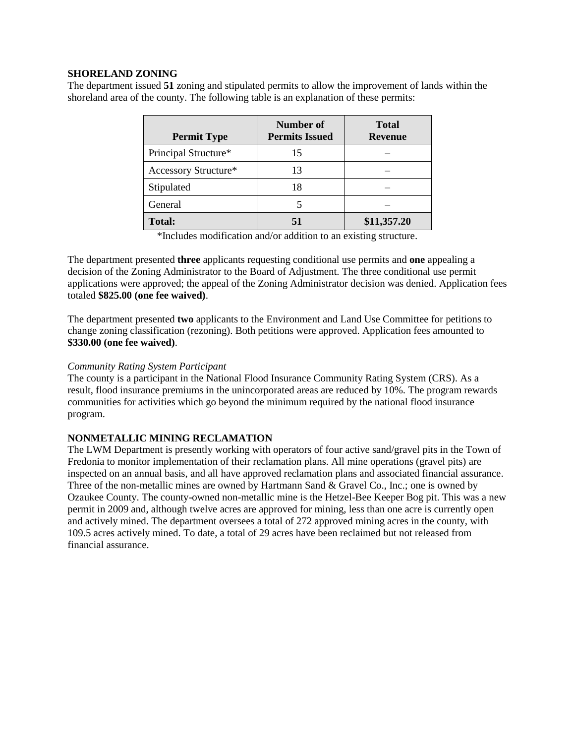## SHORELAND ZONING

The department issued **51** zoning and stipulated permits to allow the improvement of lands within the shoreland area of the county. The following table is an explanation of these permits:

| Permit Type | Number of Permits Issued | Total Revenue |
|---|---|---|
| Principal Structure* | 15 | – |
| Accessory Structure* | 13 | – |
| Stipulated | 18 | – |
| General | 5 | – |
| **Total:** | **51** | **$11,357.20** |

*Includes modification and/or addition to an existing structure.

The department presented **three** applicants requesting conditional use permits and **one** appealing a decision of the Zoning Administrator to the Board of Adjustment. The three conditional use permit applications were approved; the appeal of the Zoning Administrator decision was denied. Application fees totaled **$825.00 (one fee waived)**.

The department presented **two** applicants to the Environment and Land Use Committee for petitions to change zoning classification (rezoning). Both petitions were approved. Application fees amounted to **$330.00 (one fee waived)**.

*Community Rating System Participant*

The county is a participant in the National Flood Insurance Community Rating System (CRS). As a result, flood insurance premiums in the unincorporated areas are reduced by 10%. The program rewards communities for activities which go beyond the minimum required by the national flood insurance program.

## NONMETALLIC MINING RECLAMATION

The LWM Department is presently working with operators of four active sand/gravel pits in the Town of Fredonia to monitor implementation of their reclamation plans. All mine operations (gravel pits) are inspected on an annual basis, and all have approved reclamation plans and associated financial assurance. Three of the non-metallic mines are owned by Hartmann Sand & Gravel Co., Inc.; one is owned by Ozaukee County. The county-owned non-metallic mine is the Hetzel-Bee Keeper Bog pit. This was a new permit in 2009 and, although twelve acres are approved for mining, less than one acre is currently open and actively mined. The department oversees a total of 272 approved mining acres in the county, with 109.5 acres actively mined. To date, a total of 29 acres have been reclaimed but not released from financial assurance.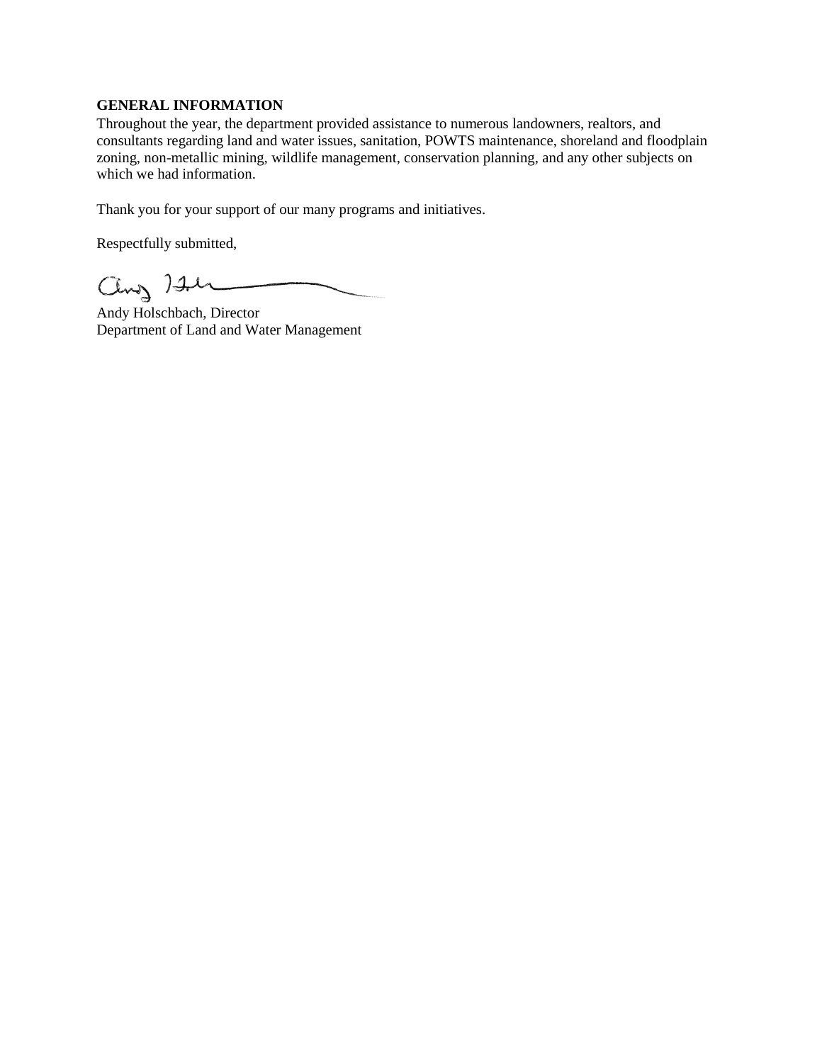**GENERAL INFORMATION**

Throughout the year, the department provided assistance to numerous landowners, realtors, and consultants regarding land and water issues, sanitation, POWTS maintenance, shoreland and floodplain zoning, non-metallic mining, wildlife management, conservation planning, and any other subjects on which we had information.

Thank you for your support of our many programs and initiatives.

Respectfully submitted,

Andy Holschbach, Director
Department of Land and Water Management